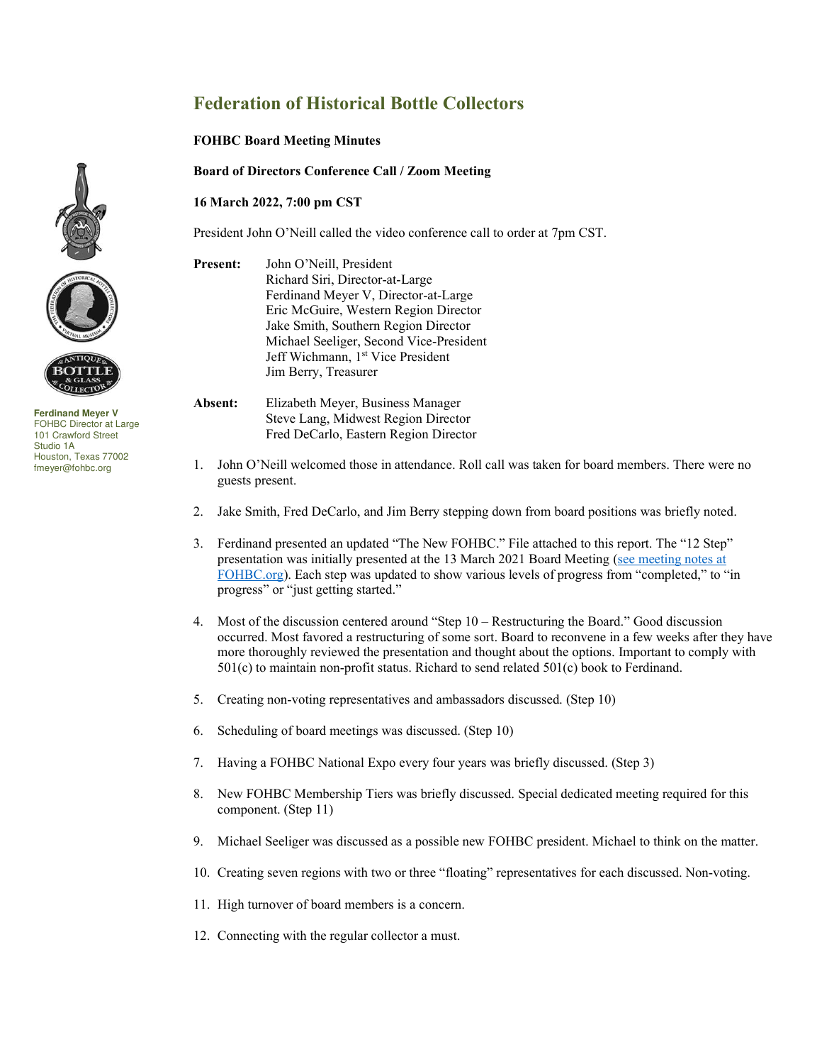# Federation of Historical Bottle Collectors

Ferdinand Meyer V
FOHBC Director at Large
101 Crawford Street
Studio 1A
Houston, Texas 77002
fmeyer@fohbc.org

**FOHBC Board Meeting Minutes**

**Board of Directors Conference Call / Zoom Meeting**

**16 March 2022, 7:00 pm CST**

President John O'Neill called the video conference call to order at 7pm CST.

**Present:**
John O'Neill, President
Richard Siri, Director-at-Large
Ferdinand Meyer V, Director-at-Large
Eric McGuire, Western Region Director
Jake Smith, Southern Region Director
Michael Seeliger, Second Vice-President
Jeff Wichmann, 1st Vice President
Jim Berry, Treasurer

**Absent:**
Elizabeth Meyer, Business Manager
Steve Lang, Midwest Region Director
Fred DeCarlo, Eastern Region Director

1. John O'Neill welcomed those in attendance. Roll call was taken for board members. There were no guests present.

2. Jake Smith, Fred DeCarlo, and Jim Berry stepping down from board positions was briefly noted.

3. Ferdinand presented an updated "The New FOHBC." File attached to this report. The "12 Step" presentation was initially presented at the 13 March 2021 Board Meeting (see meeting notes at FOHBC.org). Each step was updated to show various levels of progress from "completed," to "in progress" or "just getting started."

4. Most of the discussion centered around "Step 10 – Restructuring the Board." Good discussion occurred. Most favored a restructuring of some sort. Board to reconvene in a few weeks after they have more thoroughly reviewed the presentation and thought about the options. Important to comply with 501(c) to maintain non-profit status. Richard to send related 501(c) book to Ferdinand.

5. Creating non-voting representatives and ambassadors discussed. (Step 10)

6. Scheduling of board meetings was discussed. (Step 10)

7. Having a FOHBC National Expo every four years was briefly discussed. (Step 3)

8. New FOHBC Membership Tiers was briefly discussed. Special dedicated meeting required for this component. (Step 11)

9. Michael Seeliger was discussed as a possible new FOHBC president. Michael to think on the matter.

10. Creating seven regions with two or three "floating" representatives for each discussed. Non-voting.

11. High turnover of board members is a concern.

12. Connecting with the regular collector a must.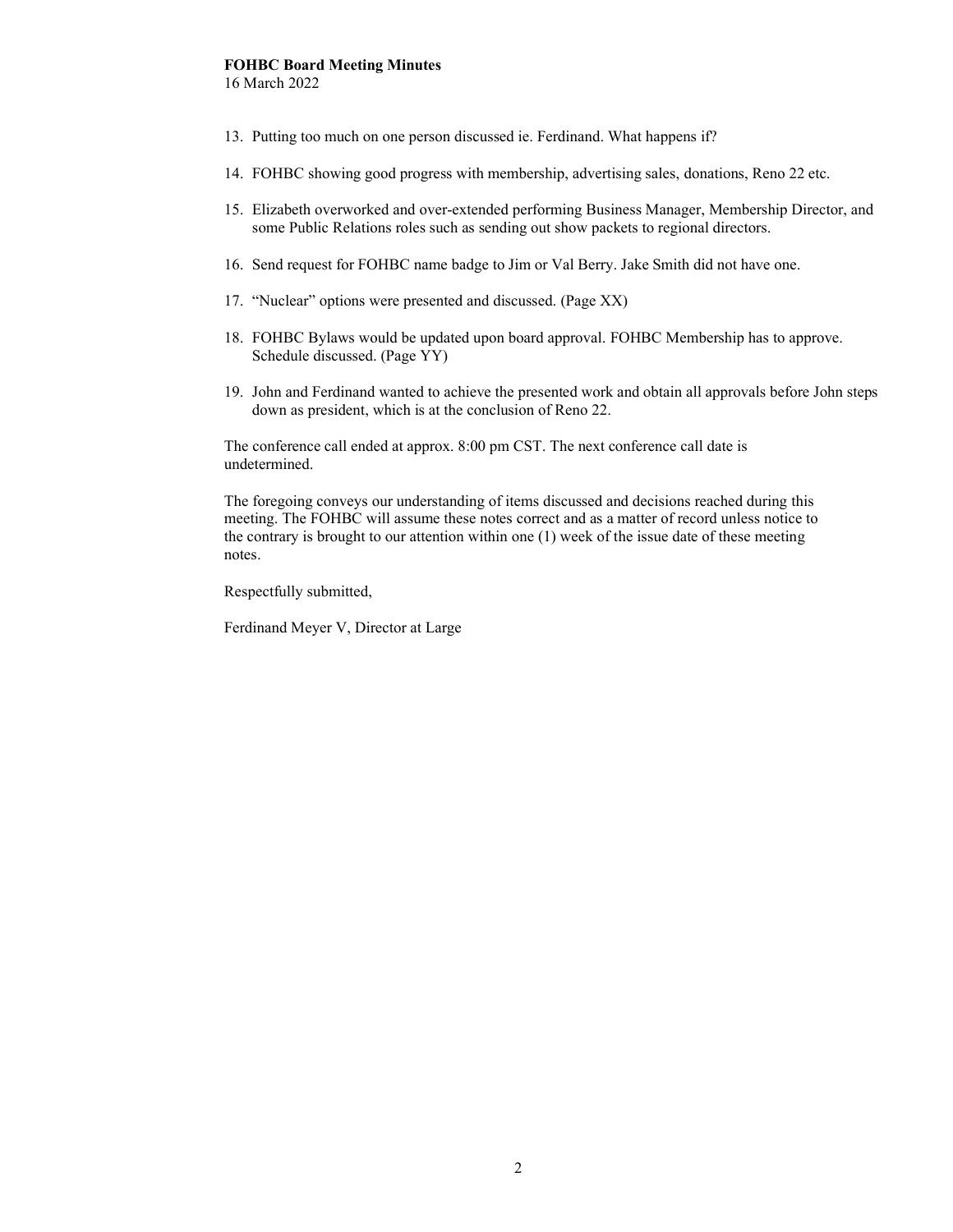13. Putting too much on one person discussed ie. Ferdinand. What happens if?

14. FOHBC showing good progress with membership, advertising sales, donations, Reno 22 etc.

15. Elizabeth overworked and over-extended performing Business Manager, Membership Director, and some Public Relations roles such as sending out show packets to regional directors.

16. Send request for FOHBC name badge to Jim or Val Berry. Jake Smith did not have one.

17. "Nuclear" options were presented and discussed. (Page XX)

18. FOHBC Bylaws would be updated upon board approval. FOHBC Membership has to approve. Schedule discussed. (Page YY)

19. John and Ferdinand wanted to achieve the presented work and obtain all approvals before John steps down as president, which is at the conclusion of Reno 22.

The conference call ended at approx. 8:00 pm CST. The next conference call date is undetermined.

The foregoing conveys our understanding of items discussed and decisions reached during this meeting. The FOHBC will assume these notes correct and as a matter of record unless notice to the contrary is brought to our attention within one (1) week of the issue date of these meeting notes.

Respectfully submitted,

Ferdinand Meyer V, Director at Large